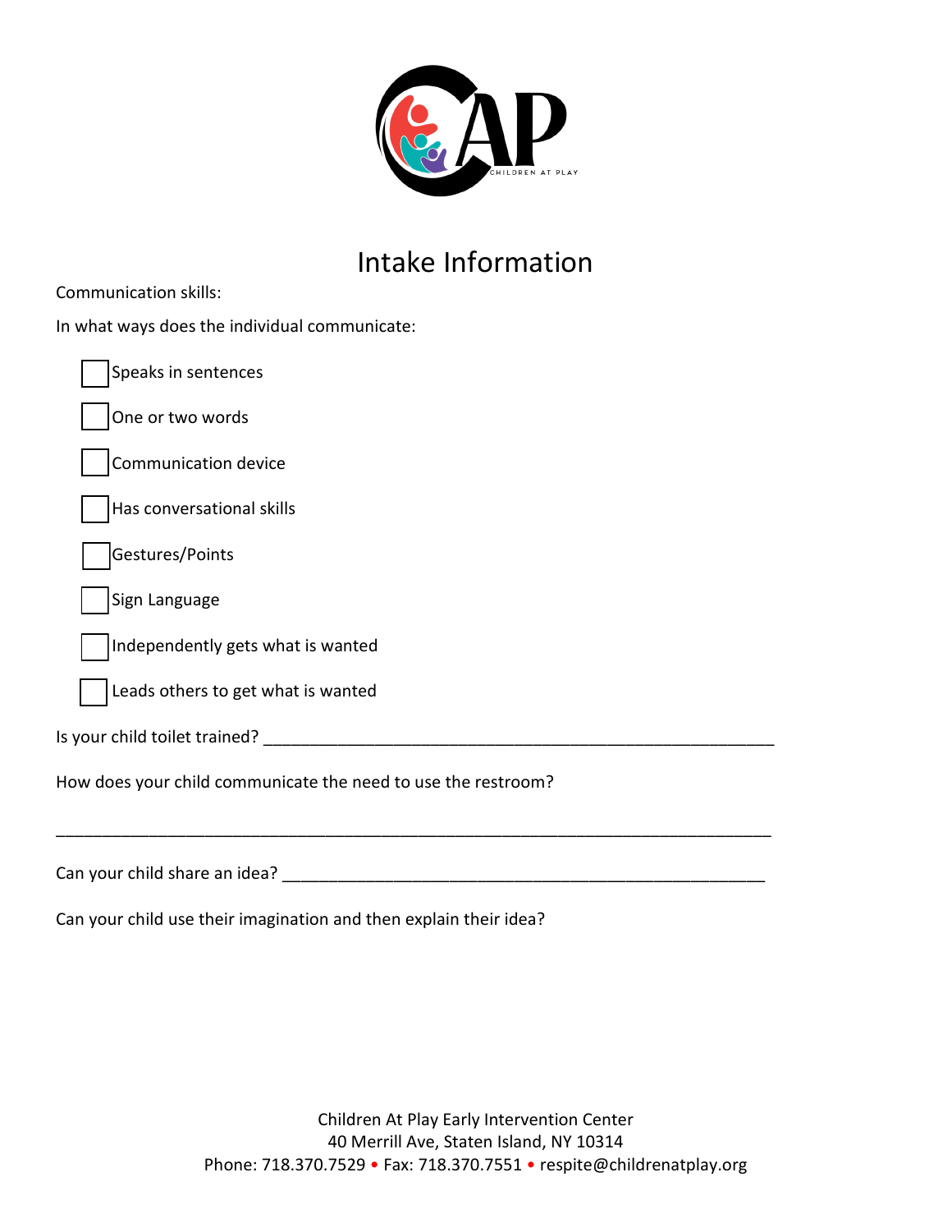CAP CHILDREN AT PLAY

# Intake Information

Communication skills:

In what ways does the individual communicate:

- [ ] Speaks in sentences
- [ ] One or two words
- [ ] Communication device
- [ ] Has conversational skills
- [ ] Gestures/Points
- [ ] Sign Language
- [ ] Independently gets what is wanted
- [ ] Leads others to get what is wanted

Is your child toilet trained? ____________________________________________________________

How does your child communicate the need to use the restroom?

______________________________________________________________________________________

Can your child share an idea? __________________________________________________________

Can your child use their imagination and then explain their idea?

Children At Play Early Intervention Center
40 Merrill Ave, Staten Island, NY 10314
Phone: 718.370.7529 • Fax: 718.370.7551 • respite@childrenatplay.org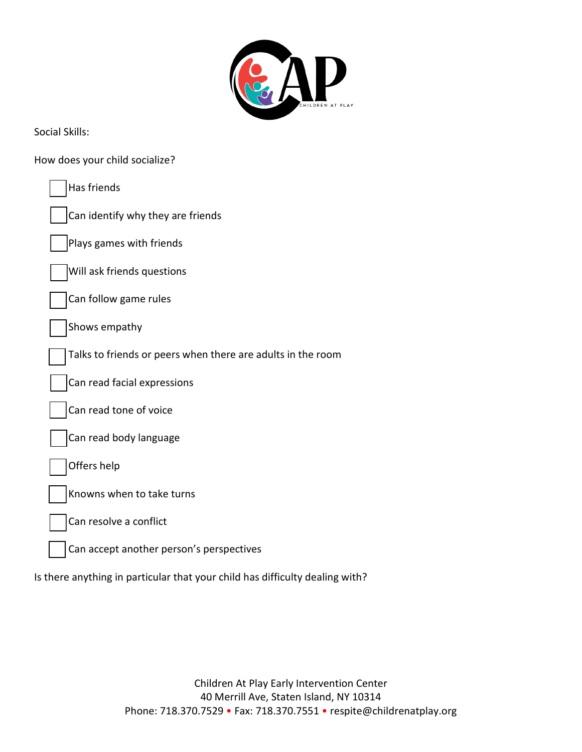Social Skills:

How does your child socialize?

- [ ] Has friends
- [ ] Can identify why they are friends
- [ ] Plays games with friends
- [ ] Will ask friends questions
- [ ] Can follow game rules
- [ ] Shows empathy
- [ ] Talks to friends or peers when there are adults in the room
- [ ] Can read facial expressions
- [ ] Can read tone of voice
- [ ] Can read body language
- [ ] Offers help
- [ ] Knowns when to take turns
- [ ] Can resolve a conflict
- [ ] Can accept another person's perspectives

Is there anything in particular that your child has difficulty dealing with?

Children At Play Early Intervention Center
40 Merrill Ave, Staten Island, NY 10314
Phone: 718.370.7529 • Fax: 718.370.7551 • respite@childrenatplay.org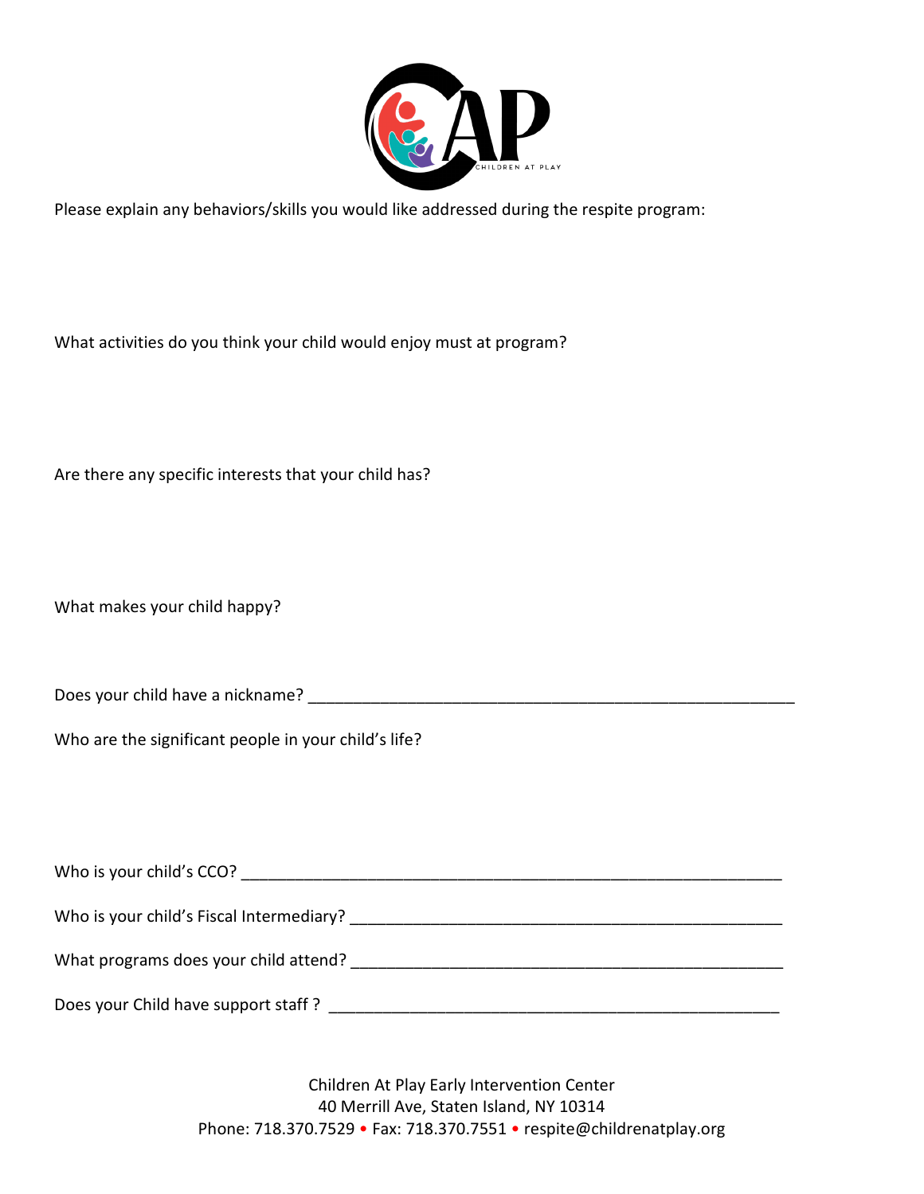Please explain any behaviors/skills you would like addressed during the respite program:

What activities do you think your child would enjoy must at program?

Are there any specific interests that your child has?

What makes your child happy?

Does your child have a nickname? ___________________________________________________________

Who are the significant people in your child's life?

Who is your child's CCO? ______________________________________________________________

Who is your child's Fiscal Intermediary? _________________________________________________

What programs does your child attend? _________________________________________________

Does your Child have support staff ? ____________________________________________________

Children At Play Early Intervention Center
40 Merrill Ave, Staten Island, NY 10314
Phone: 718.370.7529 • Fax: 718.370.7551 • respite@childrenatplay.org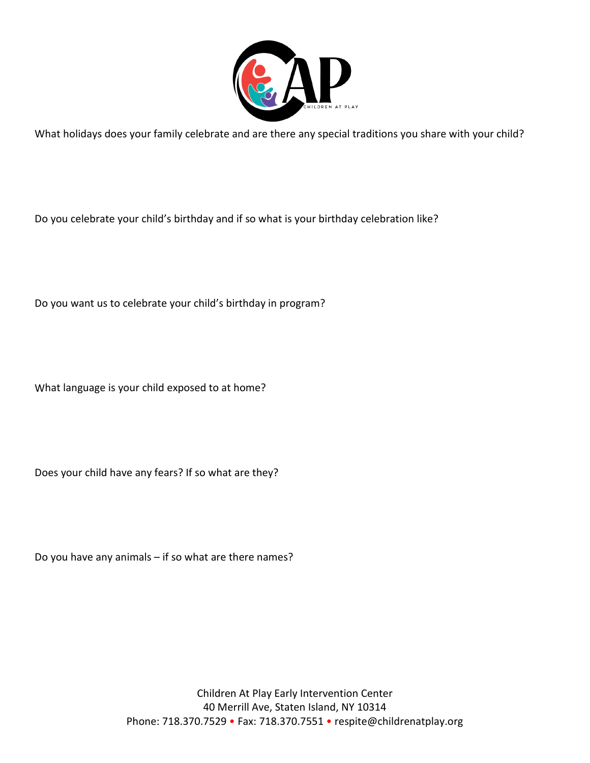What holidays does your family celebrate and are there any special traditions you share with your child?

Do you celebrate your child's birthday and if so what is your birthday celebration like?

Do you want us to celebrate your child's birthday in program?

What language is your child exposed to at home?

Does your child have any fears? If so what are they?

Do you have any animals – if so what are there names?

Children At Play Early Intervention Center
40 Merrill Ave, Staten Island, NY 10314
Phone: 718.370.7529 • Fax: 718.370.7551 • respite@childrenatplay.org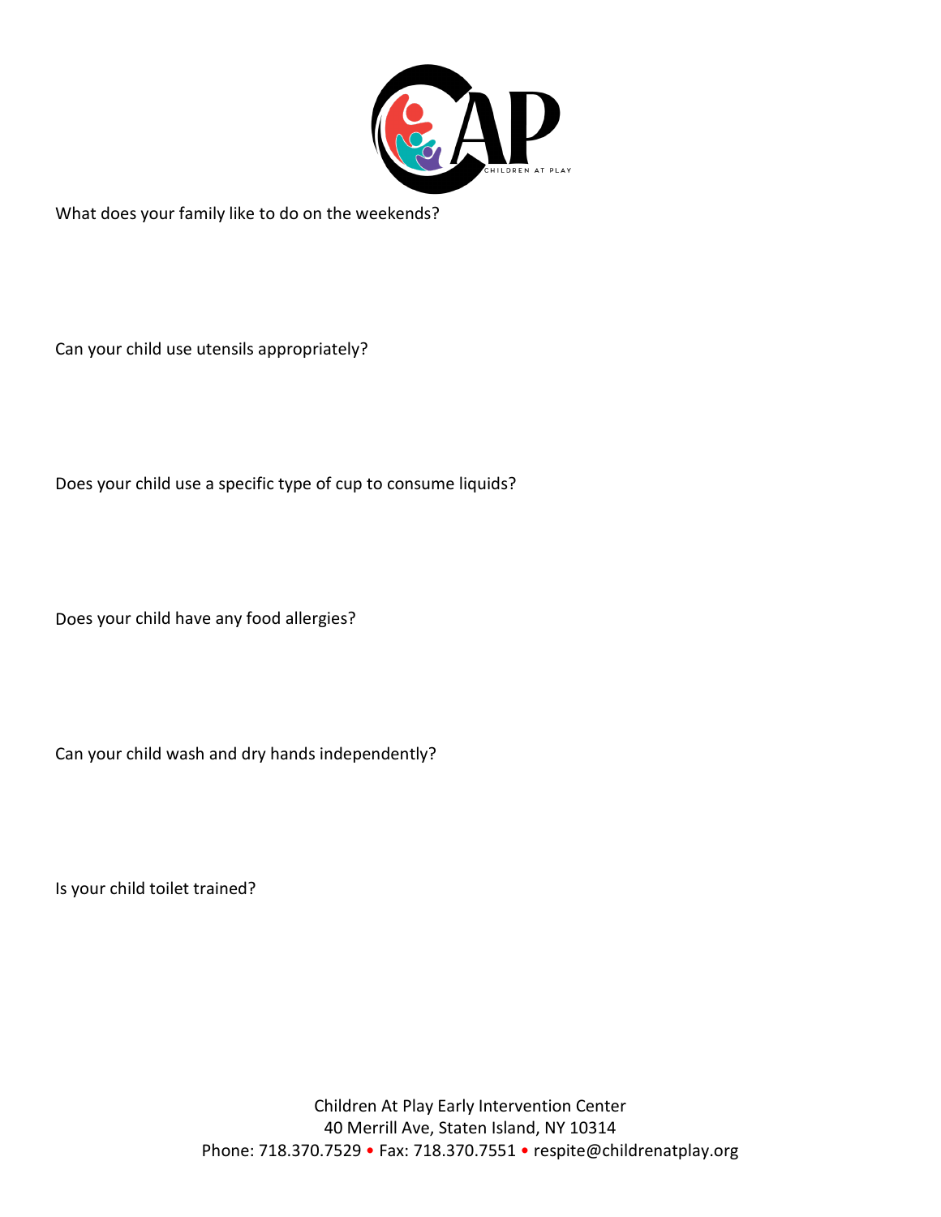What does your family like to do on the weekends?

Can your child use utensils appropriately?

Does your child use a specific type of cup to consume liquids?

Does your child have any food allergies?

Can your child wash and dry hands independently?

Is your child toilet trained?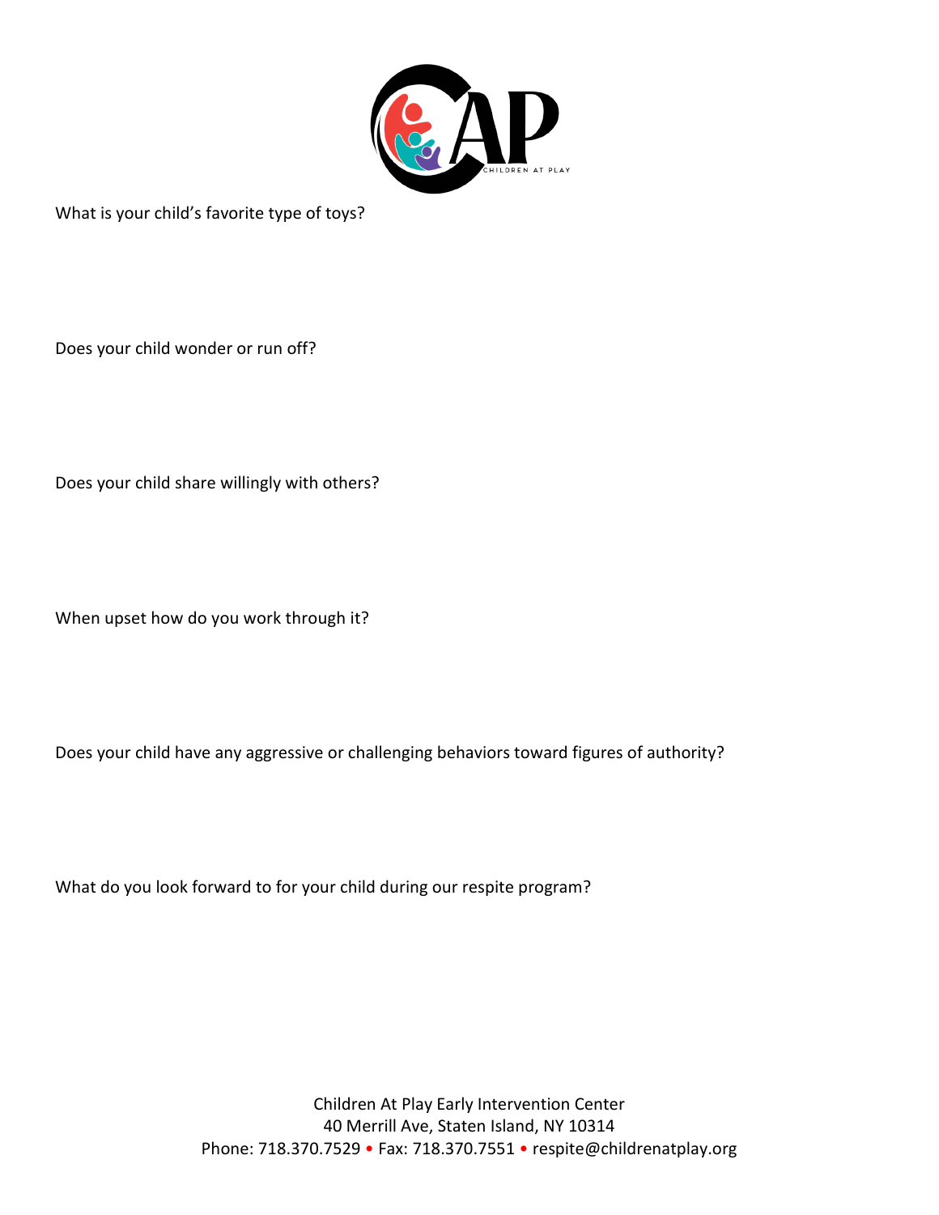What is your child's favorite type of toys?

Does your child wonder or run off?

Does your child share willingly with others?

When upset how do you work through it?

Does your child have any aggressive or challenging behaviors toward figures of authority?

What do you look forward to for your child during our respite program?

Children At Play Early Intervention Center
40 Merrill Ave, Staten Island, NY 10314
Phone: 718.370.7529 • Fax: 718.370.7551 • respite@childrenatplay.org